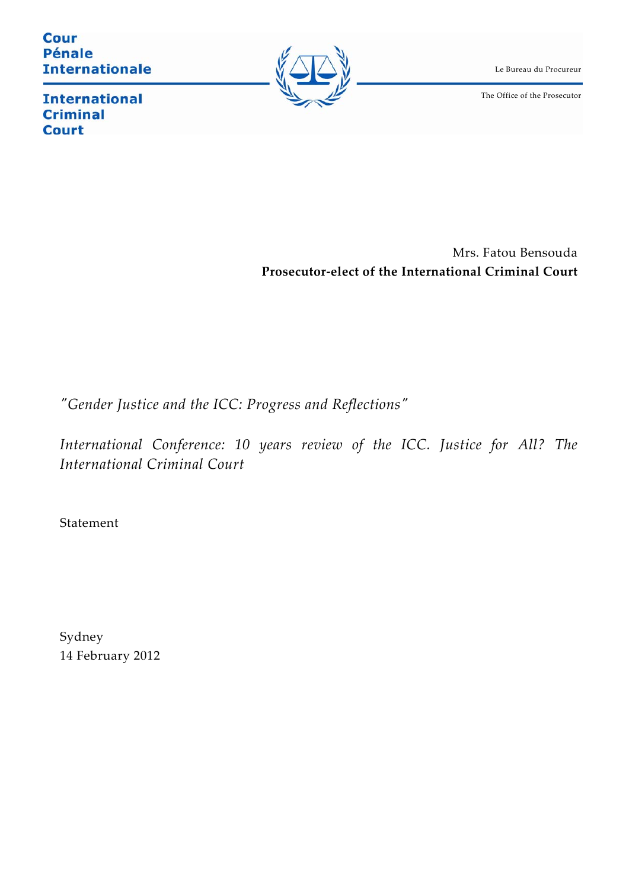Cour
Pénale
Internationale

International
Criminal
Court

Le Bureau du Procureur

The Office of the Prosecutor

Mrs. Fatou Bensouda

**Prosecutor-elect of the International Criminal Court**

*"Gender Justice and the ICC: Progress and Reflections"*

*International Conference: 10 years review of the ICC. Justice for All? The International Criminal Court*

Statement

Sydney
14 February 2012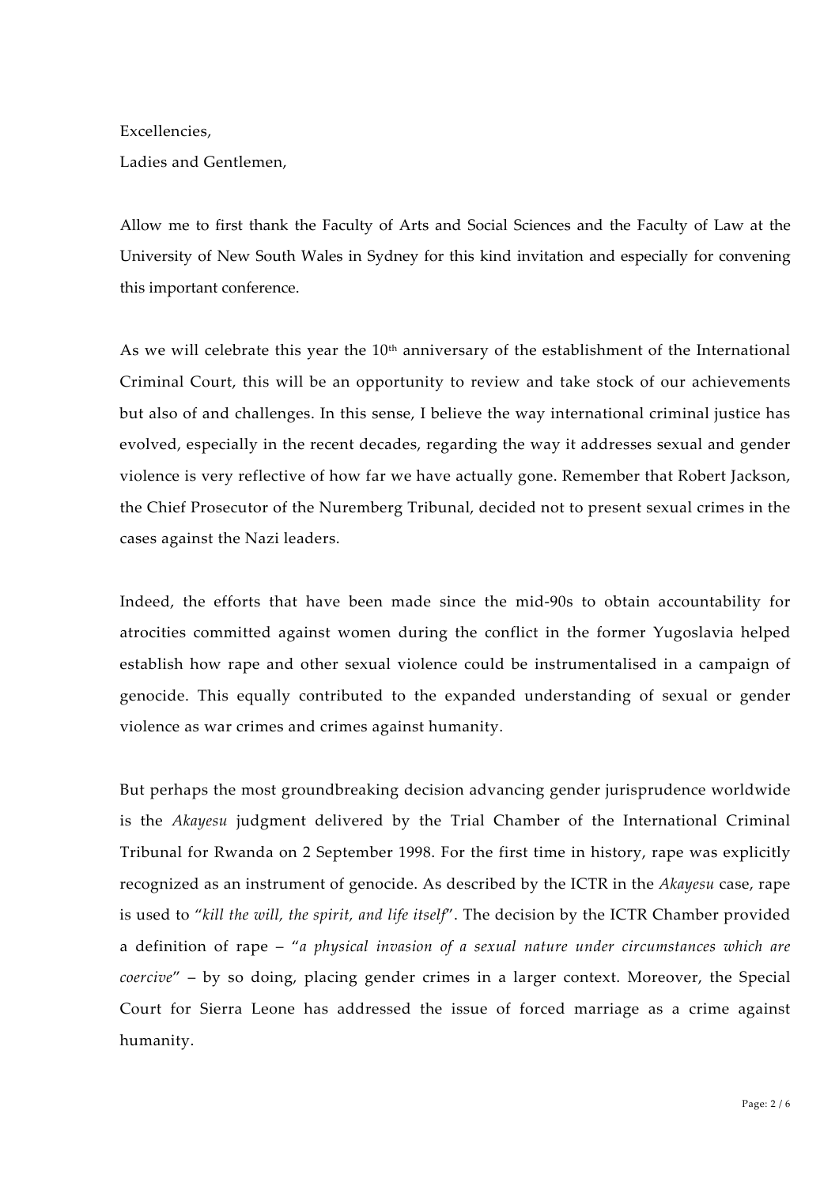Excellencies,
Ladies and Gentlemen,

Allow me to first thank the Faculty of Arts and Social Sciences and the Faculty of Law at the University of New South Wales in Sydney for this kind invitation and especially for convening this important conference.

As we will celebrate this year the 10th anniversary of the establishment of the International Criminal Court, this will be an opportunity to review and take stock of our achievements but also of and challenges. In this sense, I believe the way international criminal justice has evolved, especially in the recent decades, regarding the way it addresses sexual and gender violence is very reflective of how far we have actually gone. Remember that Robert Jackson, the Chief Prosecutor of the Nuremberg Tribunal, decided not to present sexual crimes in the cases against the Nazi leaders.

Indeed, the efforts that have been made since the mid-90s to obtain accountability for atrocities committed against women during the conflict in the former Yugoslavia helped establish how rape and other sexual violence could be instrumentalised in a campaign of genocide. This equally contributed to the expanded understanding of sexual or gender violence as war crimes and crimes against humanity.

But perhaps the most groundbreaking decision advancing gender jurisprudence worldwide is the *Akayesu* judgment delivered by the Trial Chamber of the International Criminal Tribunal for Rwanda on 2 September 1998. For the first time in history, rape was explicitly recognized as an instrument of genocide. As described by the ICTR in the *Akayesu* case, rape is used to "*kill the will, the spirit, and life itself*". The decision by the ICTR Chamber provided a definition of rape – "*a physical invasion of a sexual nature under circumstances which are coercive*" – by so doing, placing gender crimes in a larger context. Moreover, the Special Court for Sierra Leone has addressed the issue of forced marriage as a crime against humanity.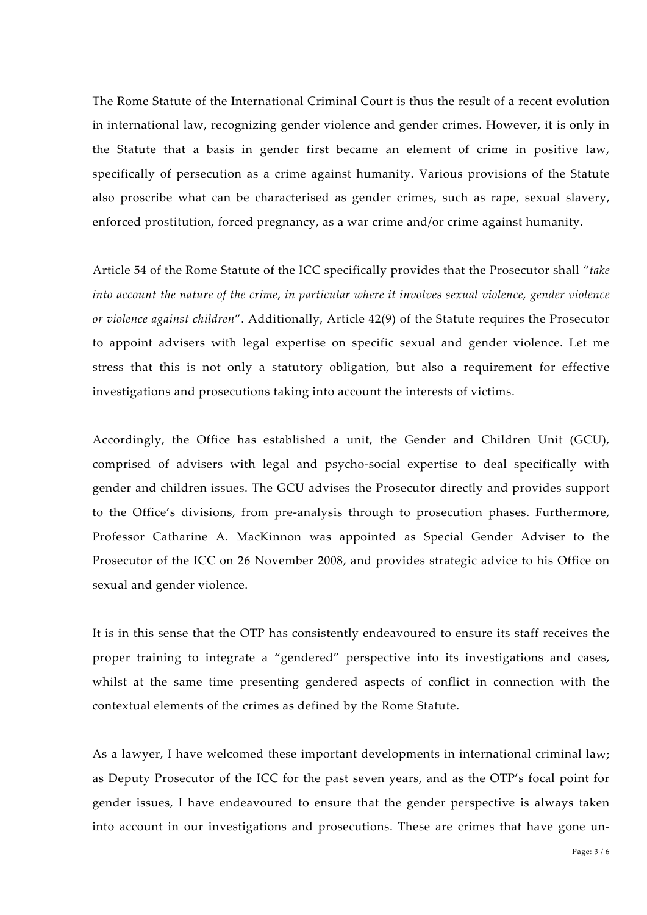The Rome Statute of the International Criminal Court is thus the result of a recent evolution in international law, recognizing gender violence and gender crimes. However, it is only in the Statute that a basis in gender first became an element of crime in positive law, specifically of persecution as a crime against humanity. Various provisions of the Statute also proscribe what can be characterised as gender crimes, such as rape, sexual slavery, enforced prostitution, forced pregnancy, as a war crime and/or crime against humanity.

Article 54 of the Rome Statute of the ICC specifically provides that the Prosecutor shall "*take into account the nature of the crime, in particular where it involves sexual violence, gender violence or violence against children*". Additionally, Article 42(9) of the Statute requires the Prosecutor to appoint advisers with legal expertise on specific sexual and gender violence. Let me stress that this is not only a statutory obligation, but also a requirement for effective investigations and prosecutions taking into account the interests of victims.

Accordingly, the Office has established a unit, the Gender and Children Unit (GCU), comprised of advisers with legal and psycho-social expertise to deal specifically with gender and children issues. The GCU advises the Prosecutor directly and provides support to the Office's divisions, from pre-analysis through to prosecution phases. Furthermore, Professor Catharine A. MacKinnon was appointed as Special Gender Adviser to the Prosecutor of the ICC on 26 November 2008, and provides strategic advice to his Office on sexual and gender violence.

It is in this sense that the OTP has consistently endeavoured to ensure its staff receives the proper training to integrate a "gendered" perspective into its investigations and cases, whilst at the same time presenting gendered aspects of conflict in connection with the contextual elements of the crimes as defined by the Rome Statute.

As a lawyer, I have welcomed these important developments in international criminal law; as Deputy Prosecutor of the ICC for the past seven years, and as the OTP's focal point for gender issues, I have endeavoured to ensure that the gender perspective is always taken into account in our investigations and prosecutions. These are crimes that have gone un-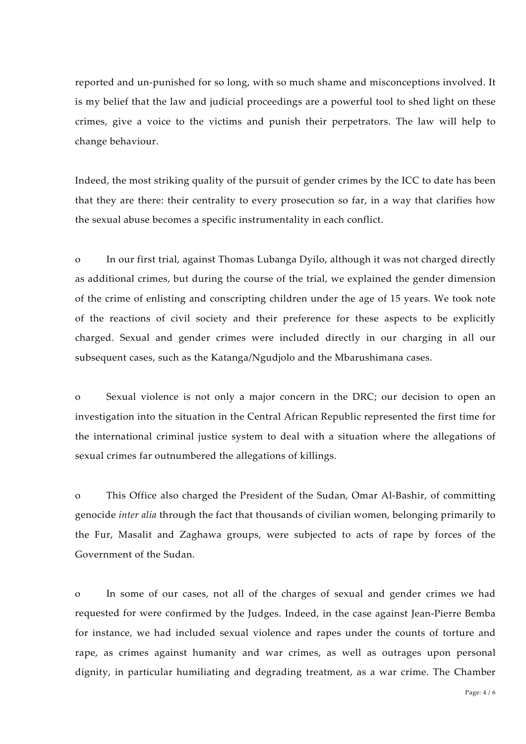reported and un-punished for so long, with so much shame and misconceptions involved. It is my belief that the law and judicial proceedings are a powerful tool to shed light on these crimes, give a voice to the victims and punish their perpetrators. The law will help to change behaviour.

Indeed, the most striking quality of the pursuit of gender crimes by the ICC to date has been that they are there: their centrality to every prosecution so far, in a way that clarifies how the sexual abuse becomes a specific instrumentality in each conflict.

- In our first trial, against Thomas Lubanga Dyilo, although it was not charged directly as additional crimes, but during the course of the trial, we explained the gender dimension of the crime of enlisting and conscripting children under the age of 15 years. We took note of the reactions of civil society and their preference for these aspects to be explicitly charged. Sexual and gender crimes were included directly in our charging in all our subsequent cases, such as the Katanga/Ngudjolo and the Mbarushimana cases.

- Sexual violence is not only a major concern in the DRC; our decision to open an investigation into the situation in the Central African Republic represented the first time for the international criminal justice system to deal with a situation where the allegations of sexual crimes far outnumbered the allegations of killings.

- This Office also charged the President of the Sudan, Omar Al-Bashir, of committing genocide *inter alia* through the fact that thousands of civilian women, belonging primarily to the Fur, Masalit and Zaghawa groups, were subjected to acts of rape by forces of the Government of the Sudan.

- In some of our cases, not all of the charges of sexual and gender crimes we had requested for were confirmed by the Judges. Indeed, in the case against Jean-Pierre Bemba for instance, we had included sexual violence and rapes under the counts of torture and rape, as crimes against humanity and war crimes, as well as outrages upon personal dignity, in particular humiliating and degrading treatment, as a war crime. The Chamber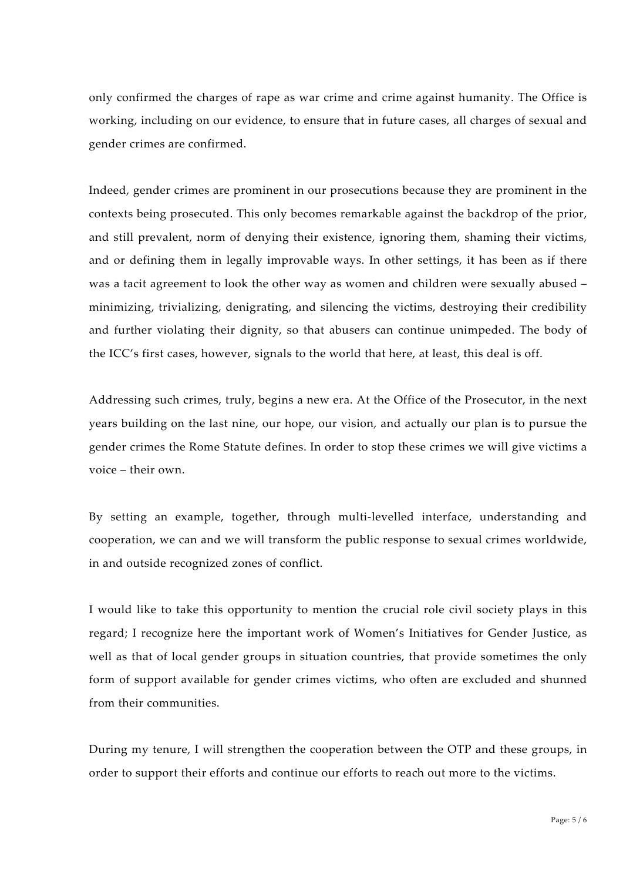only confirmed the charges of rape as war crime and crime against humanity. The Office is working, including on our evidence, to ensure that in future cases, all charges of sexual and gender crimes are confirmed.

Indeed, gender crimes are prominent in our prosecutions because they are prominent in the contexts being prosecuted. This only becomes remarkable against the backdrop of the prior, and still prevalent, norm of denying their existence, ignoring them, shaming their victims, and or defining them in legally improvable ways. In other settings, it has been as if there was a tacit agreement to look the other way as women and children were sexually abused – minimizing, trivializing, denigrating, and silencing the victims, destroying their credibility and further violating their dignity, so that abusers can continue unimpeded. The body of the ICC's first cases, however, signals to the world that here, at least, this deal is off.

Addressing such crimes, truly, begins a new era. At the Office of the Prosecutor, in the next years building on the last nine, our hope, our vision, and actually our plan is to pursue the gender crimes the Rome Statute defines. In order to stop these crimes we will give victims a voice – their own.

By setting an example, together, through multi-levelled interface, understanding and cooperation, we can and we will transform the public response to sexual crimes worldwide, in and outside recognized zones of conflict.

I would like to take this opportunity to mention the crucial role civil society plays in this regard; I recognize here the important work of Women's Initiatives for Gender Justice, as well as that of local gender groups in situation countries, that provide sometimes the only form of support available for gender crimes victims, who often are excluded and shunned from their communities.

During my tenure, I will strengthen the cooperation between the OTP and these groups, in order to support their efforts and continue our efforts to reach out more to the victims.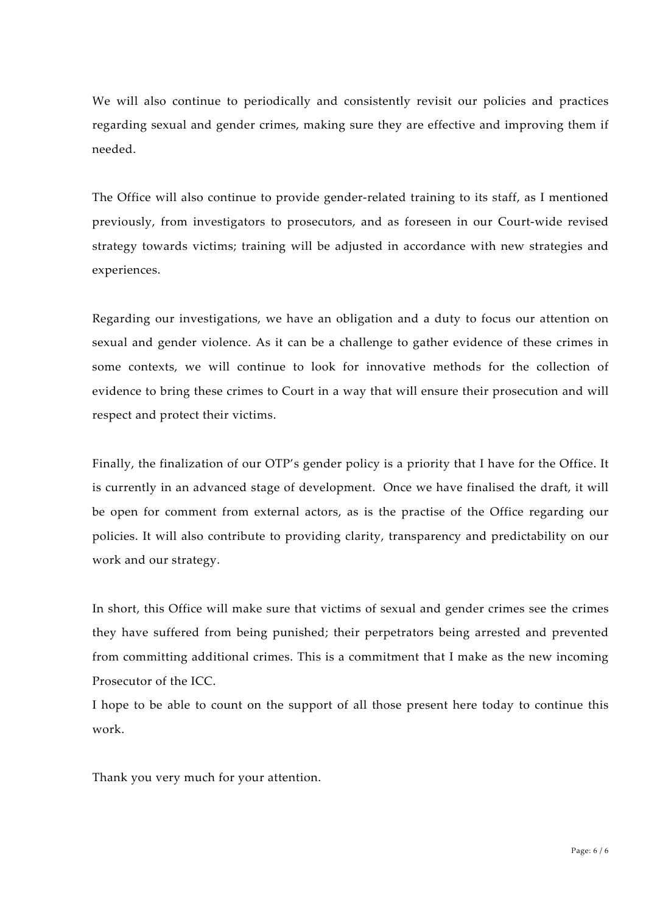We will also continue to periodically and consistently revisit our policies and practices regarding sexual and gender crimes, making sure they are effective and improving them if needed.

The Office will also continue to provide gender-related training to its staff, as I mentioned previously, from investigators to prosecutors, and as foreseen in our Court-wide revised strategy towards victims; training will be adjusted in accordance with new strategies and experiences.

Regarding our investigations, we have an obligation and a duty to focus our attention on sexual and gender violence. As it can be a challenge to gather evidence of these crimes in some contexts, we will continue to look for innovative methods for the collection of evidence to bring these crimes to Court in a way that will ensure their prosecution and will respect and protect their victims.

Finally, the finalization of our OTP's gender policy is a priority that I have for the Office. It is currently in an advanced stage of development. Once we have finalised the draft, it will be open for comment from external actors, as is the practise of the Office regarding our policies. It will also contribute to providing clarity, transparency and predictability on our work and our strategy.

In short, this Office will make sure that victims of sexual and gender crimes see the crimes they have suffered from being punished; their perpetrators being arrested and prevented from committing additional crimes. This is a commitment that I make as the new incoming Prosecutor of the ICC.
I hope to be able to count on the support of all those present here today to continue this work.

Thank you very much for your attention.